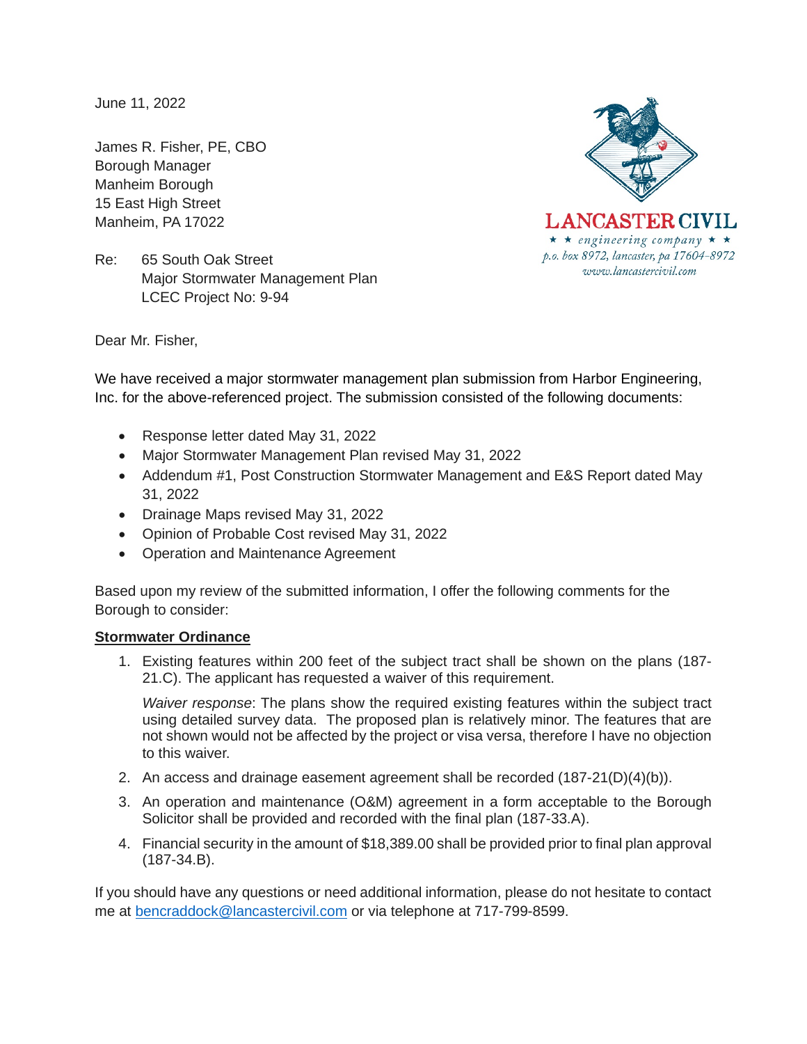June 11, 2022

James R. Fisher, PE, CBO
Borough Manager
Manheim Borough
15 East High Street
Manheim, PA 17022

LANCASTER CIVIL
★ ★ engineering company ★ ★
p.o. box 8972, lancaster, pa 17604-8972
www.lancastercivil.com

Re: 65 South Oak Street
Major Stormwater Management Plan
LCEC Project No: 9-94

Dear Mr. Fisher,

We have received a major stormwater management plan submission from Harbor Engineering, Inc. for the above-referenced project. The submission consisted of the following documents:

- Response letter dated May 31, 2022
- Major Stormwater Management Plan revised May 31, 2022
- Addendum #1, Post Construction Stormwater Management and E&S Report dated May 31, 2022
- Drainage Maps revised May 31, 2022
- Opinion of Probable Cost revised May 31, 2022
- Operation and Maintenance Agreement

Based upon my review of the submitted information, I offer the following comments for the Borough to consider:

**Stormwater Ordinance**

1. Existing features within 200 feet of the subject tract shall be shown on the plans (187-21.C). The applicant has requested a waiver of this requirement.

   *Waiver response*: The plans show the required existing features within the subject tract using detailed survey data. The proposed plan is relatively minor. The features that are not shown would not be affected by the project or visa versa, therefore I have no objection to this waiver.

2. An access and drainage easement agreement shall be recorded (187-21(D)(4)(b)).

3. An operation and maintenance (O&M) agreement in a form acceptable to the Borough Solicitor shall be provided and recorded with the final plan (187-33.A).

4. Financial security in the amount of $18,389.00 shall be provided prior to final plan approval (187-34.B).

If you should have any questions or need additional information, please do not hesitate to contact me at bencraddock@lancastercivil.com or via telephone at 717-799-8599.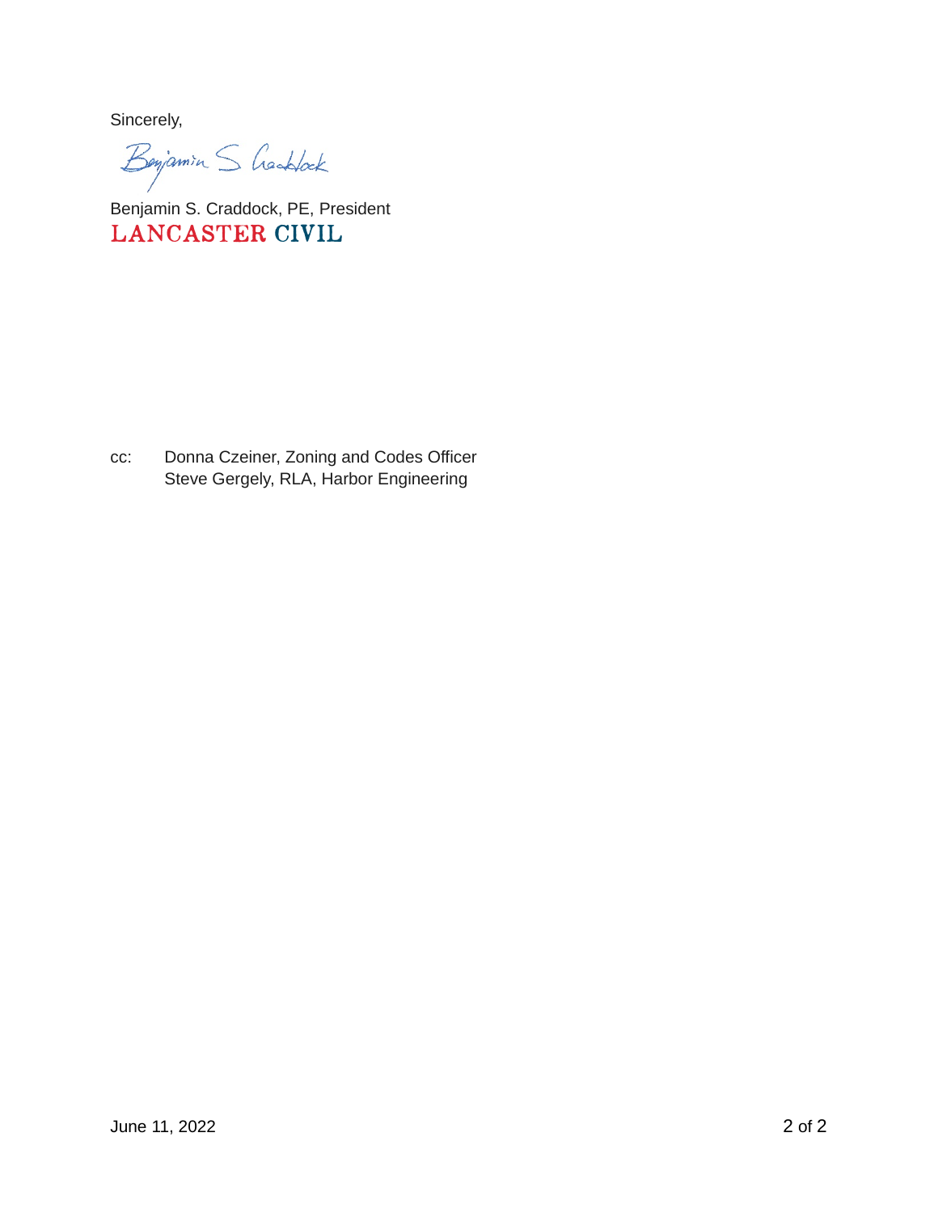Sincerely,

Benjamin S Craddock

Benjamin S. Craddock, PE, President
LANCASTER CIVIL

cc: Donna Czeiner, Zoning and Codes Officer
Steve Gergely, RLA, Harbor Engineering

June 11, 2022